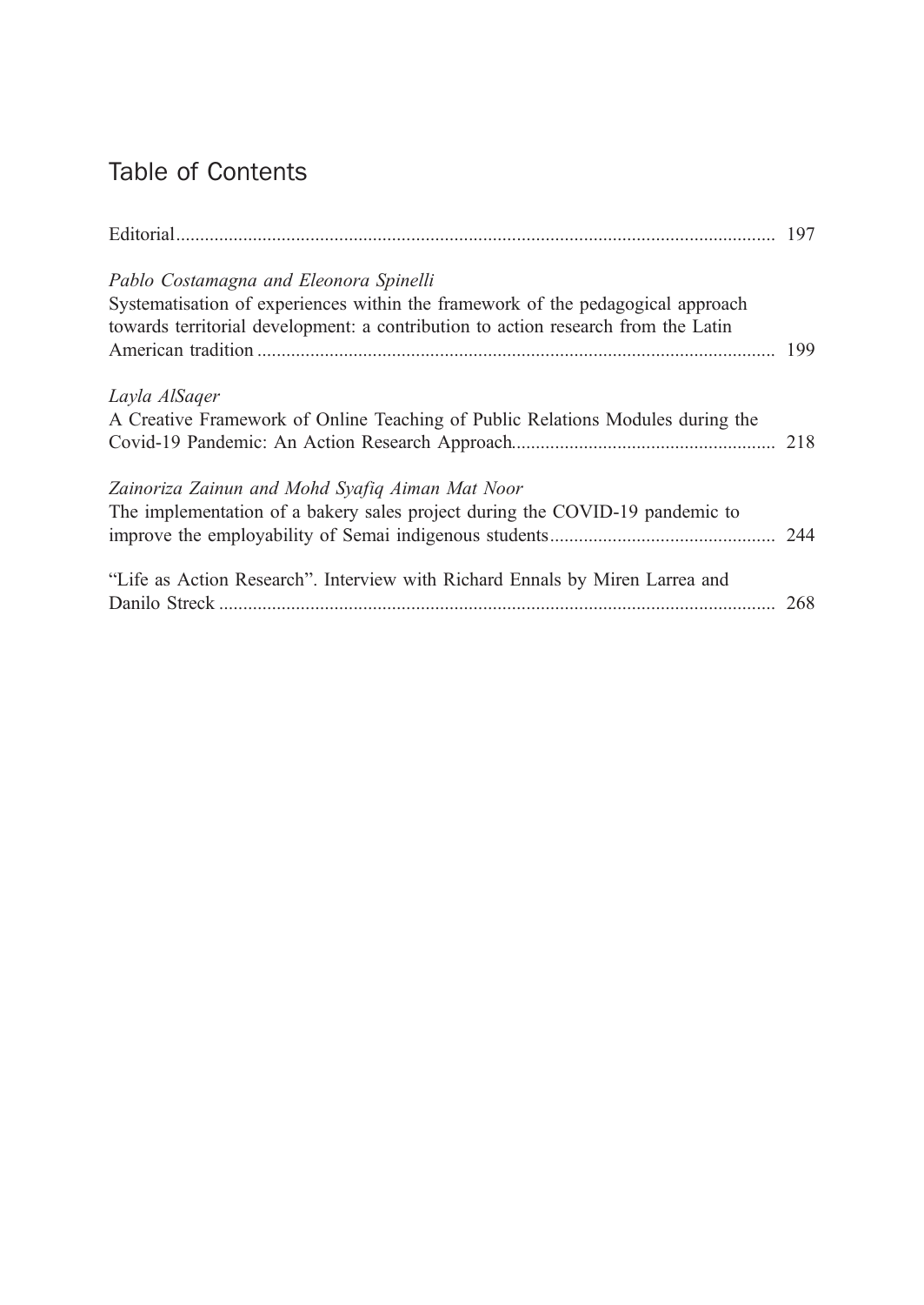# Table of Contents

Editorial ........................................................................................................................ 197

*Pablo Costamagna and Eleonora Spinelli*
Systematisation of experiences within the framework of the pedagogical approach towards territorial development: a contribution to action research from the Latin American tradition ........................................................................................................ 199

*Layla AlSaqer*
A Creative Framework of Online Teaching of Public Relations Modules during the Covid-19 Pandemic: An Action Research Approach...................................................... 218

*Zainoriza Zainun and Mohd Syafiq Aiman Mat Noor*
The implementation of a bakery sales project during the COVID-19 pandemic to improve the employability of Semai indigenous students............................................... 244

"Life as Action Research". Interview with Richard Ennals by Miren Larrea and Danilo Streck ................................................................................................................ 268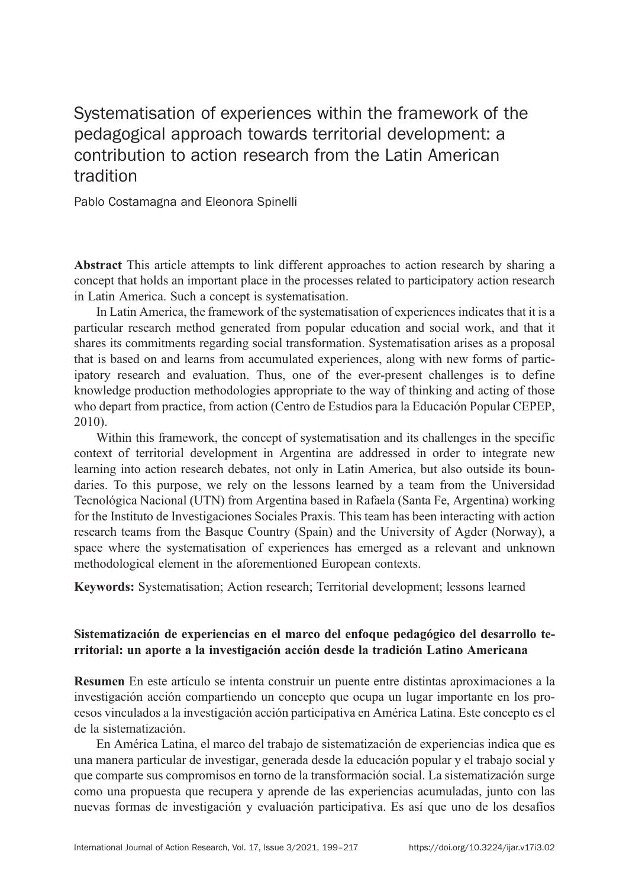# Systematisation of experiences within the framework of the pedagogical approach towards territorial development: a contribution to action research from the Latin American tradition

Pablo Costamagna and Eleonora Spinelli

**Abstract** This article attempts to link different approaches to action research by sharing a concept that holds an important place in the processes related to participatory action research in Latin America. Such a concept is systematisation.

In Latin America, the framework of the systematisation of experiences indicates that it is a particular research method generated from popular education and social work, and that it shares its commitments regarding social transformation. Systematisation arises as a proposal that is based on and learns from accumulated experiences, along with new forms of participatory research and evaluation. Thus, one of the ever-present challenges is to define knowledge production methodologies appropriate to the way of thinking and acting of those who depart from practice, from action (Centro de Estudios para la Educación Popular CEPEP, 2010).

Within this framework, the concept of systematisation and its challenges in the specific context of territorial development in Argentina are addressed in order to integrate new learning into action research debates, not only in Latin America, but also outside its boundaries. To this purpose, we rely on the lessons learned by a team from the Universidad Tecnológica Nacional (UTN) from Argentina based in Rafaela (Santa Fe, Argentina) working for the Instituto de Investigaciones Sociales Praxis. This team has been interacting with action research teams from the Basque Country (Spain) and the University of Agder (Norway), a space where the systematisation of experiences has emerged as a relevant and unknown methodological element in the aforementioned European contexts.

**Keywords:** Systematisation; Action research; Territorial development; lessons learned

**Sistematización de experiencias en el marco del enfoque pedagógico del desarrollo territorial: un aporte a la investigación acción desde la tradición Latino Americana**

**Resumen** En este artículo se intenta construir un puente entre distintas aproximaciones a la investigación acción compartiendo un concepto que ocupa un lugar importante en los procesos vinculados a la investigación acción participativa en América Latina. Este concepto es el de la sistematización.

En América Latina, el marco del trabajo de sistematización de experiencias indica que es una manera particular de investigar, generada desde la educación popular y el trabajo social y que comparte sus compromisos en torno de la transformación social. La sistematización surge como una propuesta que recupera y aprende de las experiencias acumuladas, junto con las nuevas formas de investigación y evaluación participativa. Es así que uno de los desafíos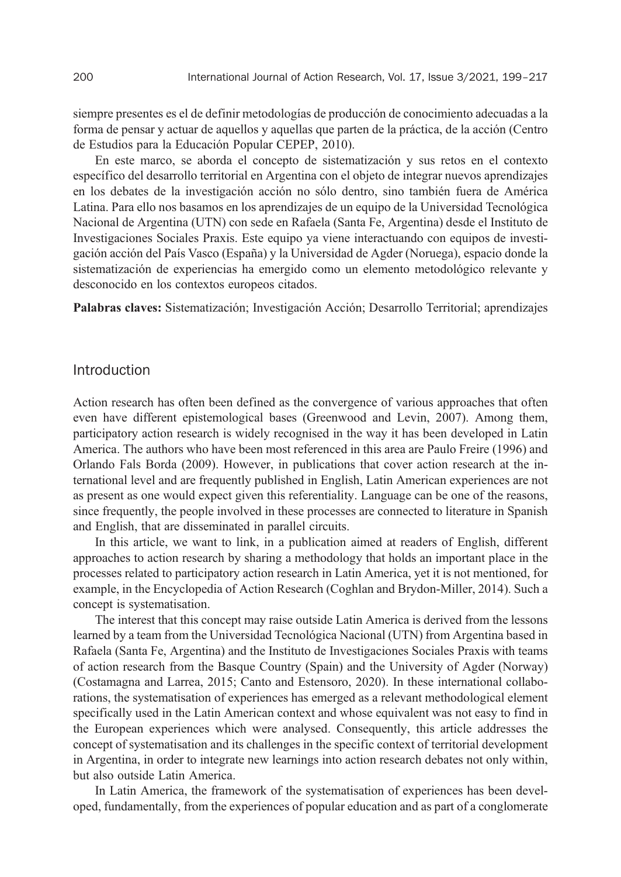siempre presentes es el de definir metodologías de producción de conocimiento adecuadas a la forma de pensar y actuar de aquellos y aquellas que parten de la práctica, de la acción (Centro de Estudios para la Educación Popular CEPEP, 2010).

En este marco, se aborda el concepto de sistematización y sus retos en el contexto específico del desarrollo territorial en Argentina con el objeto de integrar nuevos aprendizajes en los debates de la investigación acción no sólo dentro, sino también fuera de América Latina. Para ello nos basamos en los aprendizajes de un equipo de la Universidad Tecnológica Nacional de Argentina (UTN) con sede en Rafaela (Santa Fe, Argentina) desde el Instituto de Investigaciones Sociales Praxis. Este equipo ya viene interactuando con equipos de investigación acción del País Vasco (España) y la Universidad de Agder (Noruega), espacio donde la sistematización de experiencias ha emergido como un elemento metodológico relevante y desconocido en los contextos europeos citados.

**Palabras claves:** Sistematización; Investigación Acción; Desarrollo Territorial; aprendizajes

## Introduction

Action research has often been defined as the convergence of various approaches that often even have different epistemological bases (Greenwood and Levin, 2007). Among them, participatory action research is widely recognised in the way it has been developed in Latin America. The authors who have been most referenced in this area are Paulo Freire (1996) and Orlando Fals Borda (2009). However, in publications that cover action research at the international level and are frequently published in English, Latin American experiences are not as present as one would expect given this referentiality. Language can be one of the reasons, since frequently, the people involved in these processes are connected to literature in Spanish and English, that are disseminated in parallel circuits.

In this article, we want to link, in a publication aimed at readers of English, different approaches to action research by sharing a methodology that holds an important place in the processes related to participatory action research in Latin America, yet it is not mentioned, for example, in the Encyclopedia of Action Research (Coghlan and Brydon-Miller, 2014). Such a concept is systematisation.

The interest that this concept may raise outside Latin America is derived from the lessons learned by a team from the Universidad Tecnológica Nacional (UTN) from Argentina based in Rafaela (Santa Fe, Argentina) and the Instituto de Investigaciones Sociales Praxis with teams of action research from the Basque Country (Spain) and the University of Agder (Norway) (Costamagna and Larrea, 2015; Canto and Estensoro, 2020). In these international collaborations, the systematisation of experiences has emerged as a relevant methodological element specifically used in the Latin American context and whose equivalent was not easy to find in the European experiences which were analysed. Consequently, this article addresses the concept of systematisation and its challenges in the specific context of territorial development in Argentina, in order to integrate new learnings into action research debates not only within, but also outside Latin America.

In Latin America, the framework of the systematisation of experiences has been developed, fundamentally, from the experiences of popular education and as part of a conglomerate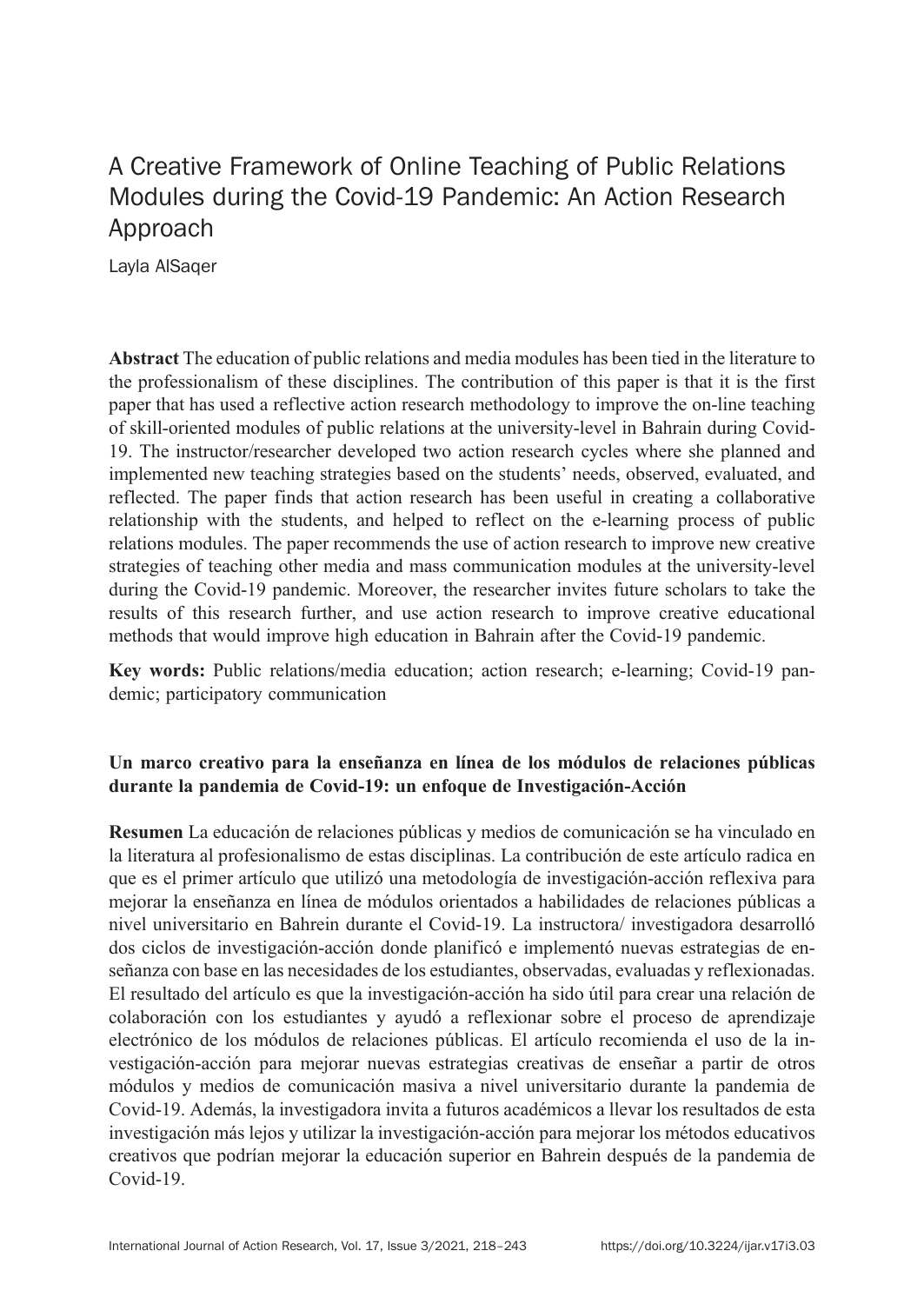# A Creative Framework of Online Teaching of Public Relations Modules during the Covid-19 Pandemic: An Action Research Approach

Layla AlSaqer

**Abstract** The education of public relations and media modules has been tied in the literature to the professionalism of these disciplines. The contribution of this paper is that it is the first paper that has used a reflective action research methodology to improve the on-line teaching of skill-oriented modules of public relations at the university-level in Bahrain during Covid-19. The instructor/researcher developed two action research cycles where she planned and implemented new teaching strategies based on the students' needs, observed, evaluated, and reflected. The paper finds that action research has been useful in creating a collaborative relationship with the students, and helped to reflect on the e-learning process of public relations modules. The paper recommends the use of action research to improve new creative strategies of teaching other media and mass communication modules at the university-level during the Covid-19 pandemic. Moreover, the researcher invites future scholars to take the results of this research further, and use action research to improve creative educational methods that would improve high education in Bahrain after the Covid-19 pandemic.

**Key words:** Public relations/media education; action research; e-learning; Covid-19 pandemic; participatory communication

**Un marco creativo para la enseñanza en línea de los módulos de relaciones públicas durante la pandemia de Covid-19: un enfoque de Investigación-Acción**

**Resumen** La educación de relaciones públicas y medios de comunicación se ha vinculado en la literatura al profesionalismo de estas disciplinas. La contribución de este artículo radica en que es el primer artículo que utilizó una metodología de investigación-acción reflexiva para mejorar la enseñanza en línea de módulos orientados a habilidades de relaciones públicas a nivel universitario en Bahrein durante el Covid-19. La instructora/ investigadora desarrolló dos ciclos de investigación-acción donde planificó e implementó nuevas estrategias de enseñanza con base en las necesidades de los estudiantes, observadas, evaluadas y reflexionadas. El resultado del artículo es que la investigación-acción ha sido útil para crear una relación de colaboración con los estudiantes y ayudó a reflexionar sobre el proceso de aprendizaje electrónico de los módulos de relaciones públicas. El artículo recomienda el uso de la investigación-acción para mejorar nuevas estrategias creativas de enseñar a partir de otros módulos y medios de comunicación masiva a nivel universitario durante la pandemia de Covid-19. Además, la investigadora invita a futuros académicos a llevar los resultados de esta investigación más lejos y utilizar la investigación-acción para mejorar los métodos educativos creativos que podrían mejorar la educación superior en Bahrein después de la pandemia de Covid-19.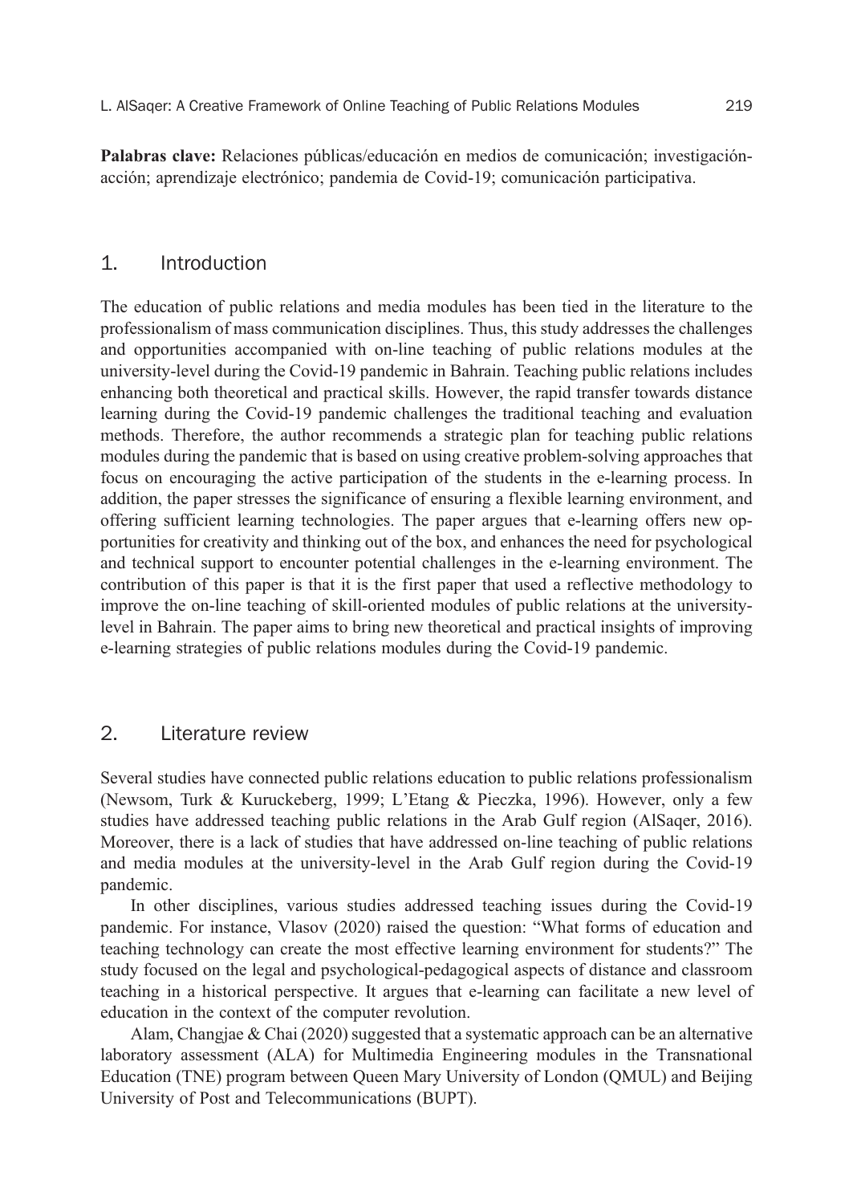**Palabras clave:** Relaciones públicas/educación en medios de comunicación; investigación-acción; aprendizaje electrónico; pandemia de Covid-19; comunicación participativa.

## 1. Introduction

The education of public relations and media modules has been tied in the literature to the professionalism of mass communication disciplines. Thus, this study addresses the challenges and opportunities accompanied with on-line teaching of public relations modules at the university-level during the Covid-19 pandemic in Bahrain. Teaching public relations includes enhancing both theoretical and practical skills. However, the rapid transfer towards distance learning during the Covid-19 pandemic challenges the traditional teaching and evaluation methods. Therefore, the author recommends a strategic plan for teaching public relations modules during the pandemic that is based on using creative problem-solving approaches that focus on encouraging the active participation of the students in the e-learning process. In addition, the paper stresses the significance of ensuring a flexible learning environment, and offering sufficient learning technologies. The paper argues that e-learning offers new opportunities for creativity and thinking out of the box, and enhances the need for psychological and technical support to encounter potential challenges in the e-learning environment. The contribution of this paper is that it is the first paper that used a reflective methodology to improve the on-line teaching of skill-oriented modules of public relations at the university-level in Bahrain. The paper aims to bring new theoretical and practical insights of improving e-learning strategies of public relations modules during the Covid-19 pandemic.

## 2. Literature review

Several studies have connected public relations education to public relations professionalism (Newsom, Turk & Kuruckeberg, 1999; L'Etang & Pieczka, 1996). However, only a few studies have addressed teaching public relations in the Arab Gulf region (AlSaqer, 2016). Moreover, there is a lack of studies that have addressed on-line teaching of public relations and media modules at the university-level in the Arab Gulf region during the Covid-19 pandemic.

In other disciplines, various studies addressed teaching issues during the Covid-19 pandemic. For instance, Vlasov (2020) raised the question: "What forms of education and teaching technology can create the most effective learning environment for students?" The study focused on the legal and psychological-pedagogical aspects of distance and classroom teaching in a historical perspective. It argues that e-learning can facilitate a new level of education in the context of the computer revolution.

Alam, Changjae & Chai (2020) suggested that a systematic approach can be an alternative laboratory assessment (ALA) for Multimedia Engineering modules in the Transnational Education (TNE) program between Queen Mary University of London (QMUL) and Beijing University of Post and Telecommunications (BUPT).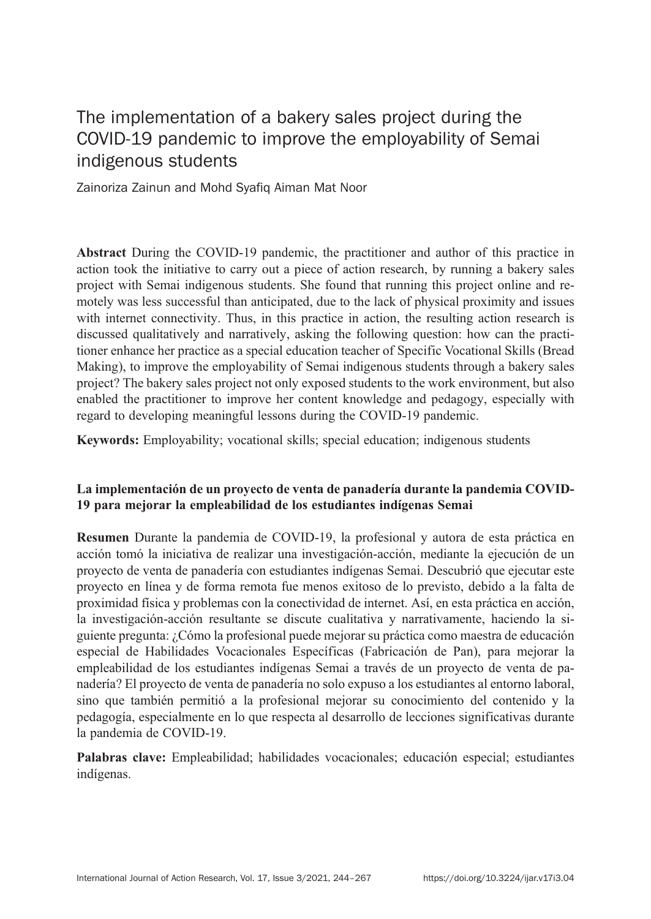# The implementation of a bakery sales project during the COVID-19 pandemic to improve the employability of Semai indigenous students

Zainoriza Zainun and Mohd Syafiq Aiman Mat Noor

**Abstract** During the COVID-19 pandemic, the practitioner and author of this practice in action took the initiative to carry out a piece of action research, by running a bakery sales project with Semai indigenous students. She found that running this project online and remotely was less successful than anticipated, due to the lack of physical proximity and issues with internet connectivity. Thus, in this practice in action, the resulting action research is discussed qualitatively and narratively, asking the following question: how can the practitioner enhance her practice as a special education teacher of Specific Vocational Skills (Bread Making), to improve the employability of Semai indigenous students through a bakery sales project? The bakery sales project not only exposed students to the work environment, but also enabled the practitioner to improve her content knowledge and pedagogy, especially with regard to developing meaningful lessons during the COVID-19 pandemic.

**Keywords:** Employability; vocational skills; special education; indigenous students

**La implementación de un proyecto de venta de panadería durante la pandemia COVID-19 para mejorar la empleabilidad de los estudiantes indígenas Semai**

**Resumen** Durante la pandemia de COVID-19, la profesional y autora de esta práctica en acción tomó la iniciativa de realizar una investigación-acción, mediante la ejecución de un proyecto de venta de panadería con estudiantes indígenas Semai. Descubrió que ejecutar este proyecto en línea y de forma remota fue menos exitoso de lo previsto, debido a la falta de proximidad física y problemas con la conectividad de internet. Así, en esta práctica en acción, la investigación-acción resultante se discute cualitativa y narrativamente, haciendo la siguiente pregunta: ¿Cómo la profesional puede mejorar su práctica como maestra de educación especial de Habilidades Vocacionales Específicas (Fabricación de Pan), para mejorar la empleabilidad de los estudiantes indígenas Semai a través de un proyecto de venta de panadería? El proyecto de venta de panadería no solo expuso a los estudiantes al entorno laboral, sino que también permitió a la profesional mejorar su conocimiento del contenido y la pedagogía, especialmente en lo que respecta al desarrollo de lecciones significativas durante la pandemia de COVID-19.

**Palabras clave:** Empleabilidad; habilidades vocacionales; educación especial; estudiantes indígenas.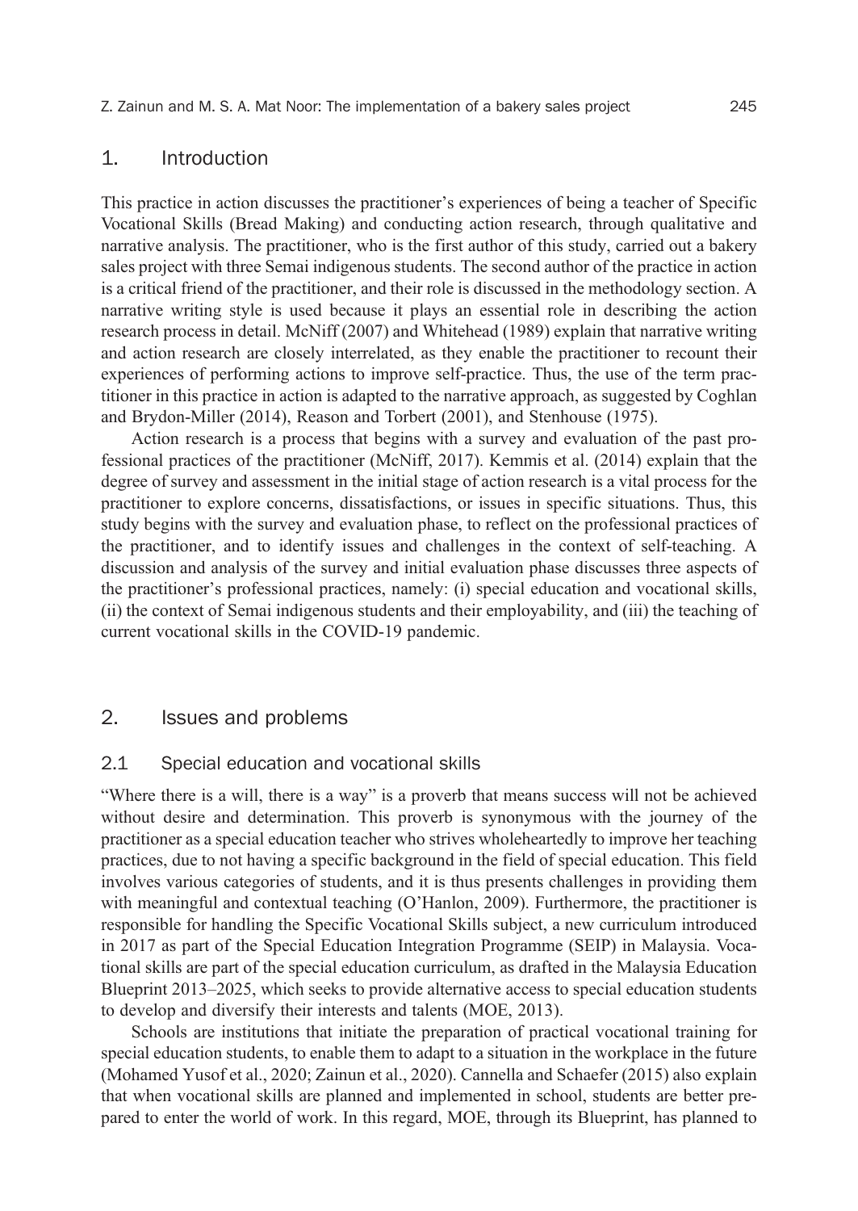## 1. Introduction

This practice in action discusses the practitioner's experiences of being a teacher of Specific Vocational Skills (Bread Making) and conducting action research, through qualitative and narrative analysis. The practitioner, who is the first author of this study, carried out a bakery sales project with three Semai indigenous students. The second author of the practice in action is a critical friend of the practitioner, and their role is discussed in the methodology section. A narrative writing style is used because it plays an essential role in describing the action research process in detail. McNiff (2007) and Whitehead (1989) explain that narrative writing and action research are closely interrelated, as they enable the practitioner to recount their experiences of performing actions to improve self-practice. Thus, the use of the term practitioner in this practice in action is adapted to the narrative approach, as suggested by Coghlan and Brydon-Miller (2014), Reason and Torbert (2001), and Stenhouse (1975).

Action research is a process that begins with a survey and evaluation of the past professional practices of the practitioner (McNiff, 2017). Kemmis et al. (2014) explain that the degree of survey and assessment in the initial stage of action research is a vital process for the practitioner to explore concerns, dissatisfactions, or issues in specific situations. Thus, this study begins with the survey and evaluation phase, to reflect on the professional practices of the practitioner, and to identify issues and challenges in the context of self-teaching. A discussion and analysis of the survey and initial evaluation phase discusses three aspects of the practitioner's professional practices, namely: (i) special education and vocational skills, (ii) the context of Semai indigenous students and their employability, and (iii) the teaching of current vocational skills in the COVID-19 pandemic.

## 2. Issues and problems

### 2.1 Special education and vocational skills

"Where there is a will, there is a way" is a proverb that means success will not be achieved without desire and determination. This proverb is synonymous with the journey of the practitioner as a special education teacher who strives wholeheartedly to improve her teaching practices, due to not having a specific background in the field of special education. This field involves various categories of students, and it is thus presents challenges in providing them with meaningful and contextual teaching (O'Hanlon, 2009). Furthermore, the practitioner is responsible for handling the Specific Vocational Skills subject, a new curriculum introduced in 2017 as part of the Special Education Integration Programme (SEIP) in Malaysia. Vocational skills are part of the special education curriculum, as drafted in the Malaysia Education Blueprint 2013–2025, which seeks to provide alternative access to special education students to develop and diversify their interests and talents (MOE, 2013).

Schools are institutions that initiate the preparation of practical vocational training for special education students, to enable them to adapt to a situation in the workplace in the future (Mohamed Yusof et al., 2020; Zainun et al., 2020). Cannella and Schaefer (2015) also explain that when vocational skills are planned and implemented in school, students are better prepared to enter the world of work. In this regard, MOE, through its Blueprint, has planned to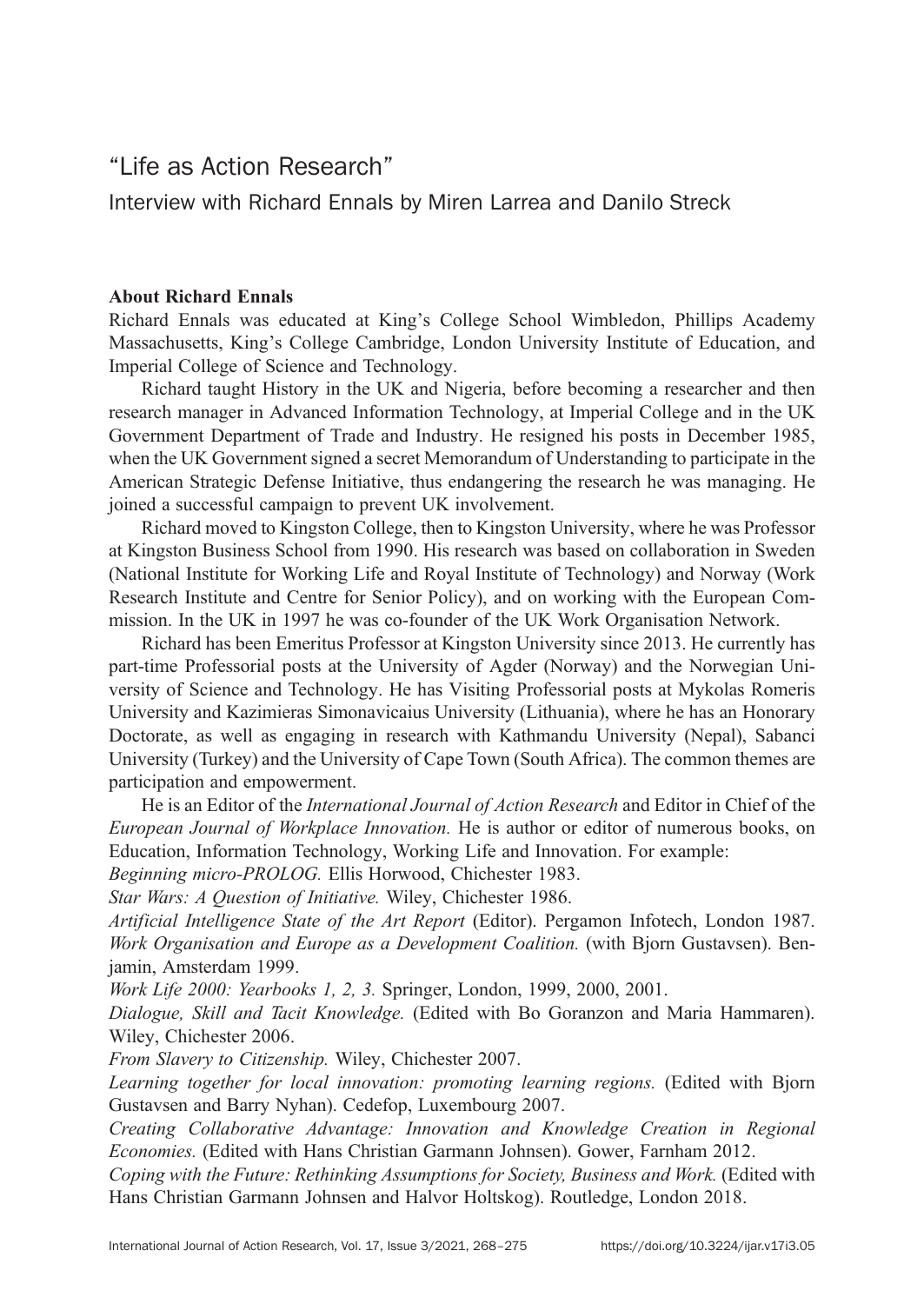# "Life as Action Research"

## Interview with Richard Ennals by Miren Larrea and Danilo Streck

**About Richard Ennals**

Richard Ennals was educated at King's College School Wimbledon, Phillips Academy Massachusetts, King's College Cambridge, London University Institute of Education, and Imperial College of Science and Technology.

Richard taught History in the UK and Nigeria, before becoming a researcher and then research manager in Advanced Information Technology, at Imperial College and in the UK Government Department of Trade and Industry. He resigned his posts in December 1985, when the UK Government signed a secret Memorandum of Understanding to participate in the American Strategic Defense Initiative, thus endangering the research he was managing. He joined a successful campaign to prevent UK involvement.

Richard moved to Kingston College, then to Kingston University, where he was Professor at Kingston Business School from 1990. His research was based on collaboration in Sweden (National Institute for Working Life and Royal Institute of Technology) and Norway (Work Research Institute and Centre for Senior Policy), and on working with the European Commission. In the UK in 1997 he was co-founder of the UK Work Organisation Network.

Richard has been Emeritus Professor at Kingston University since 2013. He currently has part-time Professorial posts at the University of Agder (Norway) and the Norwegian University of Science and Technology. He has Visiting Professorial posts at Mykolas Romeris University and Kazimieras Simonavicaius University (Lithuania), where he has an Honorary Doctorate, as well as engaging in research with Kathmandu University (Nepal), Sabanci University (Turkey) and the University of Cape Town (South Africa). The common themes are participation and empowerment.

He is an Editor of the *International Journal of Action Research* and Editor in Chief of the *European Journal of Workplace Innovation.* He is author or editor of numerous books, on Education, Information Technology, Working Life and Innovation. For example:

*Beginning micro-PROLOG.* Ellis Horwood, Chichester 1983.

*Star Wars: A Question of Initiative.* Wiley, Chichester 1986.

*Artificial Intelligence State of the Art Report* (Editor). Pergamon Infotech, London 1987.

*Work Organisation and Europe as a Development Coalition.* (with Bjorn Gustavsen). Benjamin, Amsterdam 1999.

*Work Life 2000: Yearbooks 1, 2, 3.* Springer, London, 1999, 2000, 2001.

*Dialogue, Skill and Tacit Knowledge.* (Edited with Bo Goranzon and Maria Hammaren). Wiley, Chichester 2006.

*From Slavery to Citizenship.* Wiley, Chichester 2007.

*Learning together for local innovation: promoting learning regions.* (Edited with Bjorn Gustavsen and Barry Nyhan). Cedefop, Luxembourg 2007.

*Creating Collaborative Advantage: Innovation and Knowledge Creation in Regional Economies.* (Edited with Hans Christian Garmann Johnsen). Gower, Farnham 2012.

*Coping with the Future: Rethinking Assumptions for Society, Business and Work.* (Edited with Hans Christian Garmann Johnsen and Halvor Holtskog). Routledge, London 2018.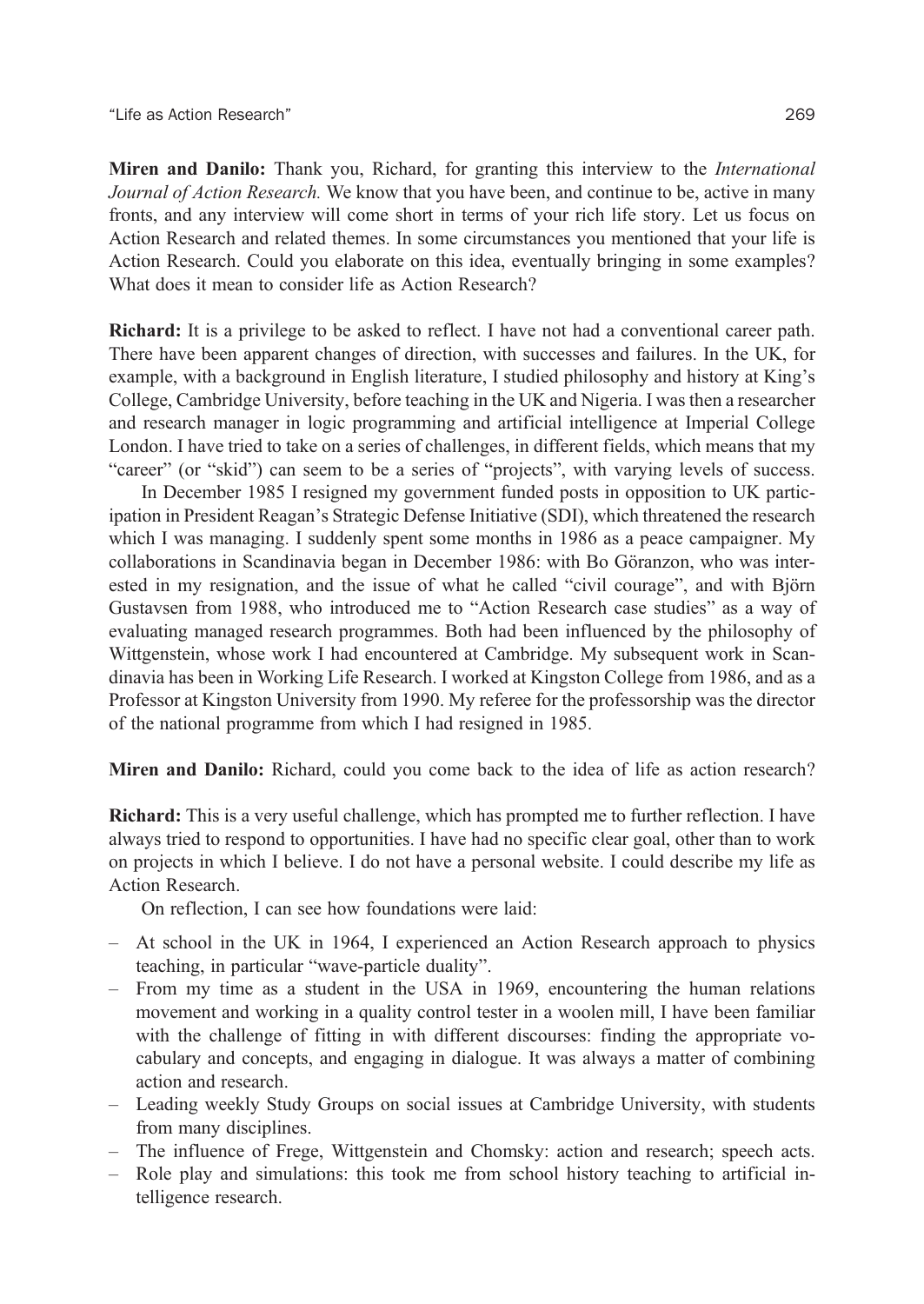**Miren and Danilo:** Thank you, Richard, for granting this interview to the *International Journal of Action Research.* We know that you have been, and continue to be, active in many fronts, and any interview will come short in terms of your rich life story. Let us focus on Action Research and related themes. In some circumstances you mentioned that your life is Action Research. Could you elaborate on this idea, eventually bringing in some examples? What does it mean to consider life as Action Research?

**Richard:** It is a privilege to be asked to reflect. I have not had a conventional career path. There have been apparent changes of direction, with successes and failures. In the UK, for example, with a background in English literature, I studied philosophy and history at King's College, Cambridge University, before teaching in the UK and Nigeria. I was then a researcher and research manager in logic programming and artificial intelligence at Imperial College London. I have tried to take on a series of challenges, in different fields, which means that my "career" (or "skid") can seem to be a series of "projects", with varying levels of success.

In December 1985 I resigned my government funded posts in opposition to UK participation in President Reagan's Strategic Defense Initiative (SDI), which threatened the research which I was managing. I suddenly spent some months in 1986 as a peace campaigner. My collaborations in Scandinavia began in December 1986: with Bo Göranzon, who was interested in my resignation, and the issue of what he called "civil courage", and with Björn Gustavsen from 1988, who introduced me to "Action Research case studies" as a way of evaluating managed research programmes. Both had been influenced by the philosophy of Wittgenstein, whose work I had encountered at Cambridge. My subsequent work in Scandinavia has been in Working Life Research. I worked at Kingston College from 1986, and as a Professor at Kingston University from 1990. My referee for the professorship was the director of the national programme from which I had resigned in 1985.

**Miren and Danilo:** Richard, could you come back to the idea of life as action research?

**Richard:** This is a very useful challenge, which has prompted me to further reflection. I have always tried to respond to opportunities. I have had no specific clear goal, other than to work on projects in which I believe. I do not have a personal website. I could describe my life as Action Research.

On reflection, I can see how foundations were laid:

- At school in the UK in 1964, I experienced an Action Research approach to physics teaching, in particular "wave-particle duality".
- From my time as a student in the USA in 1969, encountering the human relations movement and working in a quality control tester in a woolen mill, I have been familiar with the challenge of fitting in with different discourses: finding the appropriate vocabulary and concepts, and engaging in dialogue. It was always a matter of combining action and research.
- Leading weekly Study Groups on social issues at Cambridge University, with students from many disciplines.
- The influence of Frege, Wittgenstein and Chomsky: action and research; speech acts.
- Role play and simulations: this took me from school history teaching to artificial intelligence research.